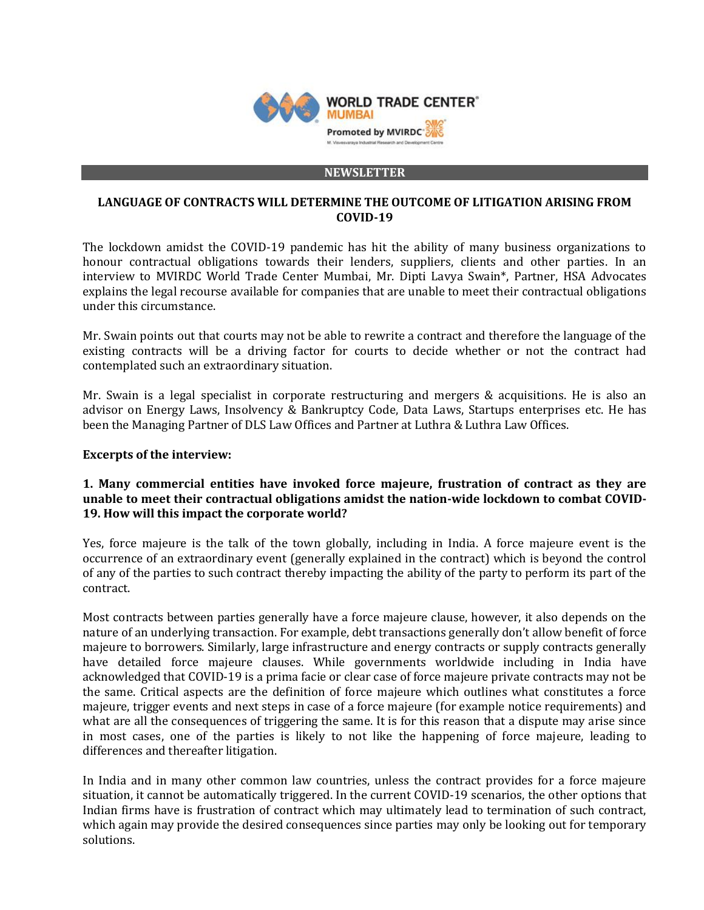**NEWSLETTER**

# LANGUAGE OF CONTRACTS WILL DETERMINE THE OUTCOME OF LITIGATION ARISING FROM COVID-19

The lockdown amidst the COVID-19 pandemic has hit the ability of many business organizations to honour contractual obligations towards their lenders, suppliers, clients and other parties. In an interview to MVIRDC World Trade Center Mumbai, Mr. Dipti Lavya Swain*, Partner, HSA Advocates explains the legal recourse available for companies that are unable to meet their contractual obligations under this circumstance.

Mr. Swain points out that courts may not be able to rewrite a contract and therefore the language of the existing contracts will be a driving factor for courts to decide whether or not the contract had contemplated such an extraordinary situation.

Mr. Swain is a legal specialist in corporate restructuring and mergers & acquisitions. He is also an advisor on Energy Laws, Insolvency & Bankruptcy Code, Data Laws, Startups enterprises etc. He has been the Managing Partner of DLS Law Offices and Partner at Luthra & Luthra Law Offices.

**Excerpts of the interview:**

**1. Many commercial entities have invoked force majeure, frustration of contract as they are unable to meet their contractual obligations amidst the nation-wide lockdown to combat COVID-19. How will this impact the corporate world?**

Yes, force majeure is the talk of the town globally, including in India. A force majeure event is the occurrence of an extraordinary event (generally explained in the contract) which is beyond the control of any of the parties to such contract thereby impacting the ability of the party to perform its part of the contract.

Most contracts between parties generally have a force majeure clause, however, it also depends on the nature of an underlying transaction. For example, debt transactions generally don't allow benefit of force majeure to borrowers. Similarly, large infrastructure and energy contracts or supply contracts generally have detailed force majeure clauses. While governments worldwide including in India have acknowledged that COVID-19 is a prima facie or clear case of force majeure private contracts may not be the same. Critical aspects are the definition of force majeure which outlines what constitutes a force majeure, trigger events and next steps in case of a force majeure (for example notice requirements) and what are all the consequences of triggering the same. It is for this reason that a dispute may arise since in most cases, one of the parties is likely to not like the happening of force majeure, leading to differences and thereafter litigation.

In India and in many other common law countries, unless the contract provides for a force majeure situation, it cannot be automatically triggered. In the current COVID-19 scenarios, the other options that Indian firms have is frustration of contract which may ultimately lead to termination of such contract, which again may provide the desired consequences since parties may only be looking out for temporary solutions.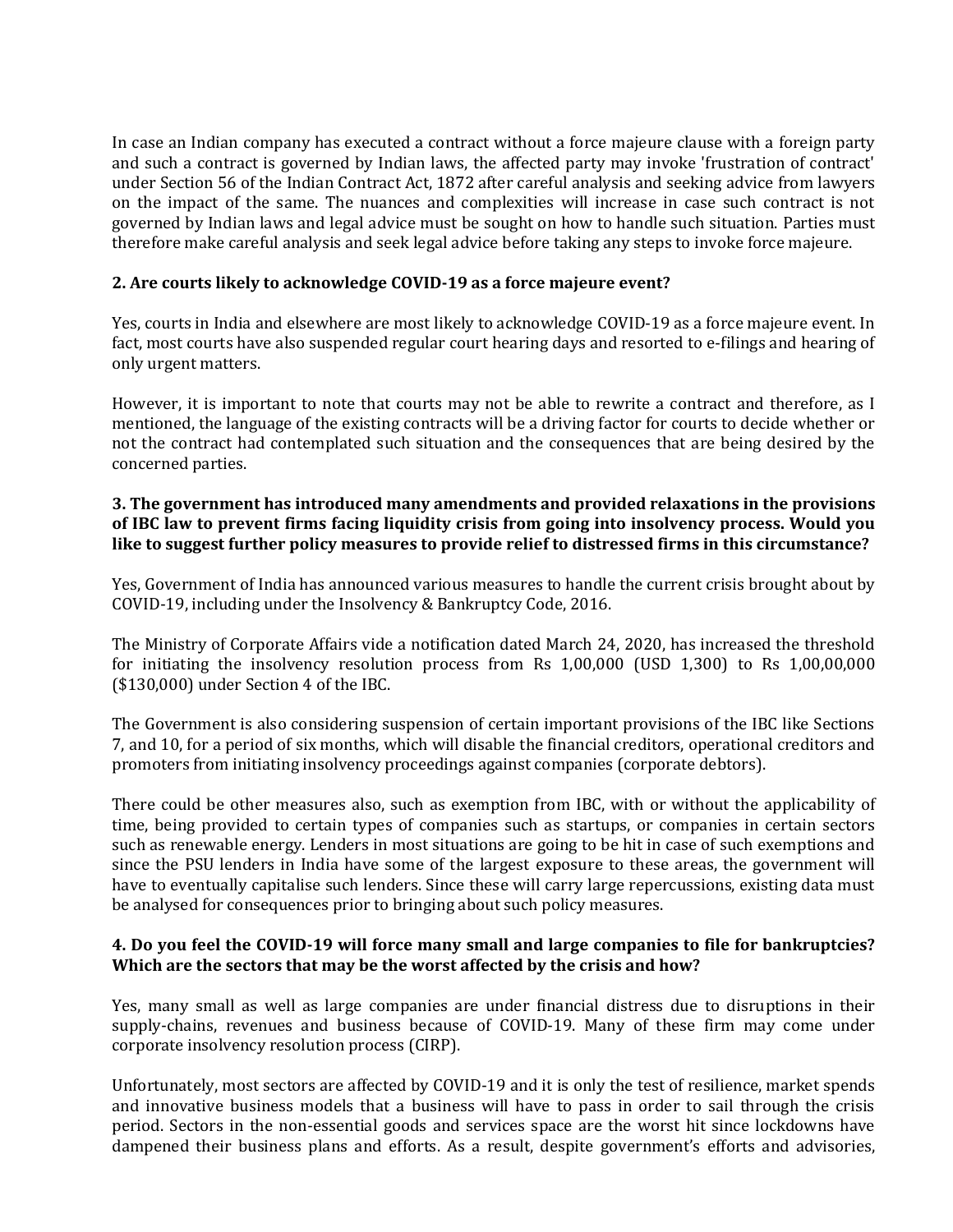In case an Indian company has executed a contract without a force majeure clause with a foreign party and such a contract is governed by Indian laws, the affected party may invoke 'frustration of contract' under Section 56 of the Indian Contract Act, 1872 after careful analysis and seeking advice from lawyers on the impact of the same. The nuances and complexities will increase in case such contract is not governed by Indian laws and legal advice must be sought on how to handle such situation. Parties must therefore make careful analysis and seek legal advice before taking any steps to invoke force majeure.

**2. Are courts likely to acknowledge COVID-19 as a force majeure event?**

Yes, courts in India and elsewhere are most likely to acknowledge COVID-19 as a force majeure event. In fact, most courts have also suspended regular court hearing days and resorted to e-filings and hearing of only urgent matters.

However, it is important to note that courts may not be able to rewrite a contract and therefore, as I mentioned, the language of the existing contracts will be a driving factor for courts to decide whether or not the contract had contemplated such situation and the consequences that are being desired by the concerned parties.

**3. The government has introduced many amendments and provided relaxations in the provisions of IBC law to prevent firms facing liquidity crisis from going into insolvency process. Would you like to suggest further policy measures to provide relief to distressed firms in this circumstance?**

Yes, Government of India has announced various measures to handle the current crisis brought about by COVID-19, including under the Insolvency & Bankruptcy Code, 2016.

The Ministry of Corporate Affairs vide a notification dated March 24, 2020, has increased the threshold for initiating the insolvency resolution process from Rs 1,00,000 (USD 1,300) to Rs 1,00,00,000 ($130,000) under Section 4 of the IBC.

The Government is also considering suspension of certain important provisions of the IBC like Sections 7, and 10, for a period of six months, which will disable the financial creditors, operational creditors and promoters from initiating insolvency proceedings against companies (corporate debtors).

There could be other measures also, such as exemption from IBC, with or without the applicability of time, being provided to certain types of companies such as startups, or companies in certain sectors such as renewable energy. Lenders in most situations are going to be hit in case of such exemptions and since the PSU lenders in India have some of the largest exposure to these areas, the government will have to eventually capitalise such lenders. Since these will carry large repercussions, existing data must be analysed for consequences prior to bringing about such policy measures.

**4. Do you feel the COVID-19 will force many small and large companies to file for bankruptcies? Which are the sectors that may be the worst affected by the crisis and how?**

Yes, many small as well as large companies are under financial distress due to disruptions in their supply-chains, revenues and business because of COVID-19. Many of these firm may come under corporate insolvency resolution process (CIRP).

Unfortunately, most sectors are affected by COVID-19 and it is only the test of resilience, market spends and innovative business models that a business will have to pass in order to sail through the crisis period. Sectors in the non-essential goods and services space are the worst hit since lockdowns have dampened their business plans and efforts. As a result, despite government's efforts and advisories,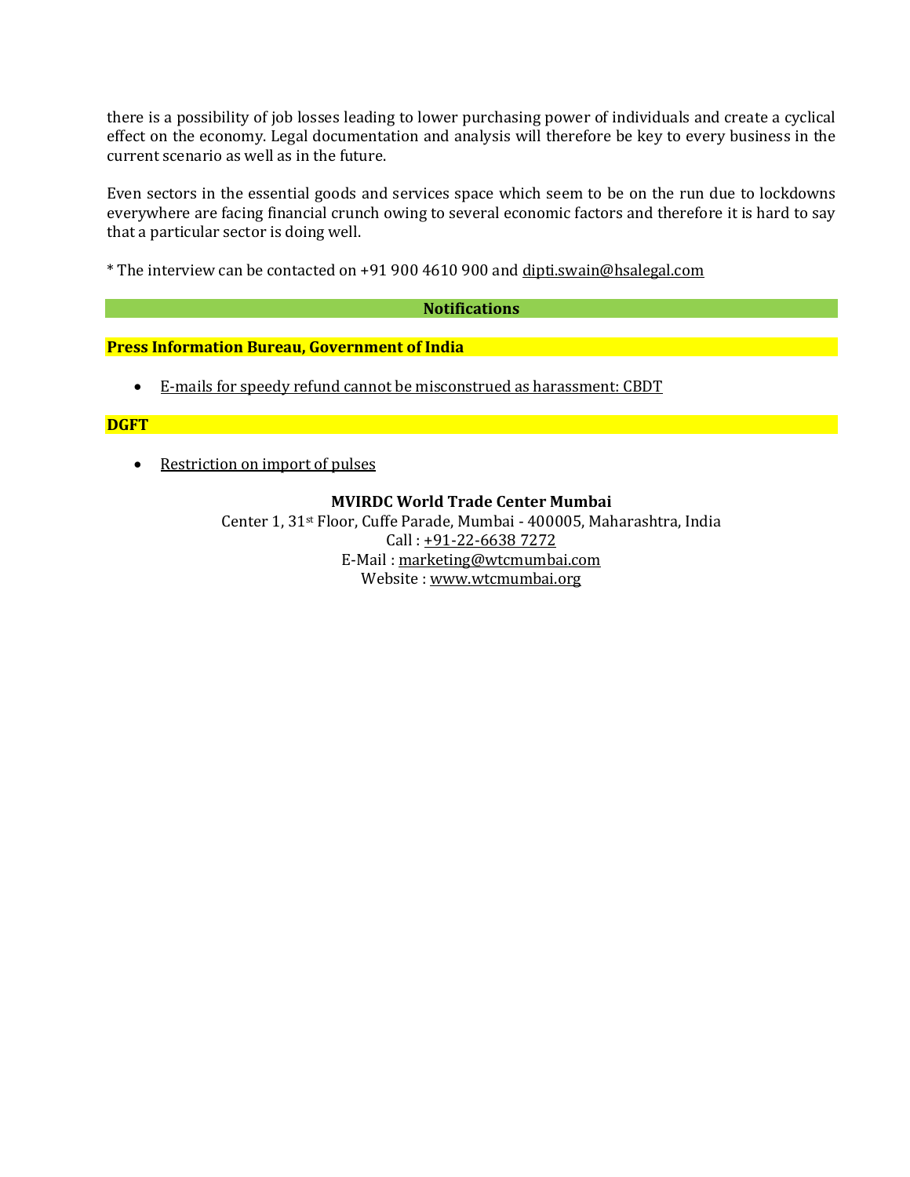there is a possibility of job losses leading to lower purchasing power of individuals and create a cyclical effect on the economy. Legal documentation and analysis will therefore be key to every business in the current scenario as well as in the future.

Even sectors in the essential goods and services space which seem to be on the run due to lockdowns everywhere are facing financial crunch owing to several economic factors and therefore it is hard to say that a particular sector is doing well.

* The interview can be contacted on +91 900 4610 900 and dipti.swain@hsalegal.com

## Notifications

### Press Information Bureau, Government of India

- E-mails for speedy refund cannot be misconstrued as harassment: CBDT

### DGFT

- Restriction on import of pulses

**MVIRDC World Trade Center Mumbai**
Center 1, 31st Floor, Cuffe Parade, Mumbai - 400005, Maharashtra, India
Call : +91-22-6638 7272
E-Mail : marketing@wtcmumbai.com
Website : www.wtcmumbai.org